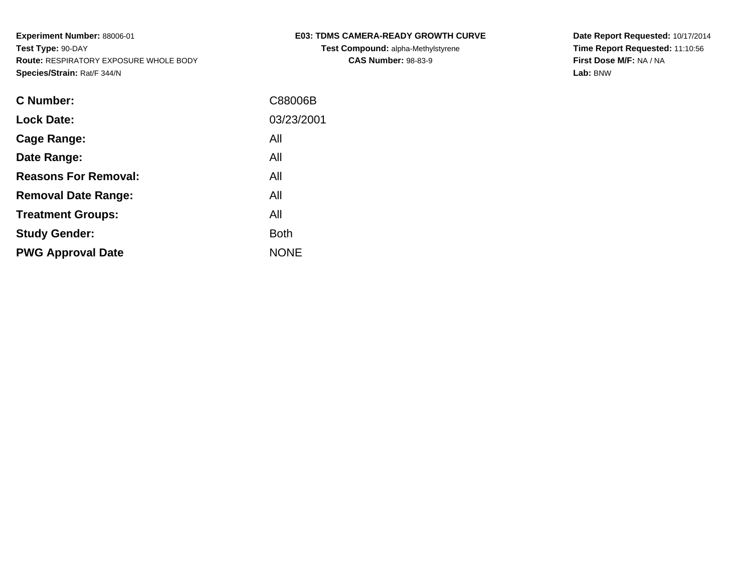**Experiment Number:** 88006-01
**Test Type:** 90-DAY
**Route:** RESPIRATORY EXPOSURE WHOLE BODY
**Species/Strain:** Rat/F 344/N

**E03: TDMS CAMERA-READY GROWTH CURVE**
**Test Compound:** alpha-Methylstyrene
**CAS Number:** 98-83-9

**Date Report Requested:** 10/17/2014
**Time Report Requested:** 11:10:56
**First Dose M/F:** NA / NA
**Lab:** BNW

| | |
|---|---|
| **C Number:** | C88006B |
| **Lock Date:** | 03/23/2001 |
| **Cage Range:** | All |
| **Date Range:** | All |
| **Reasons For Removal:** | All |
| **Removal Date Range:** | All |
| **Treatment Groups:** | All |
| **Study Gender:** | Both |
| **PWG Approval Date** | NONE |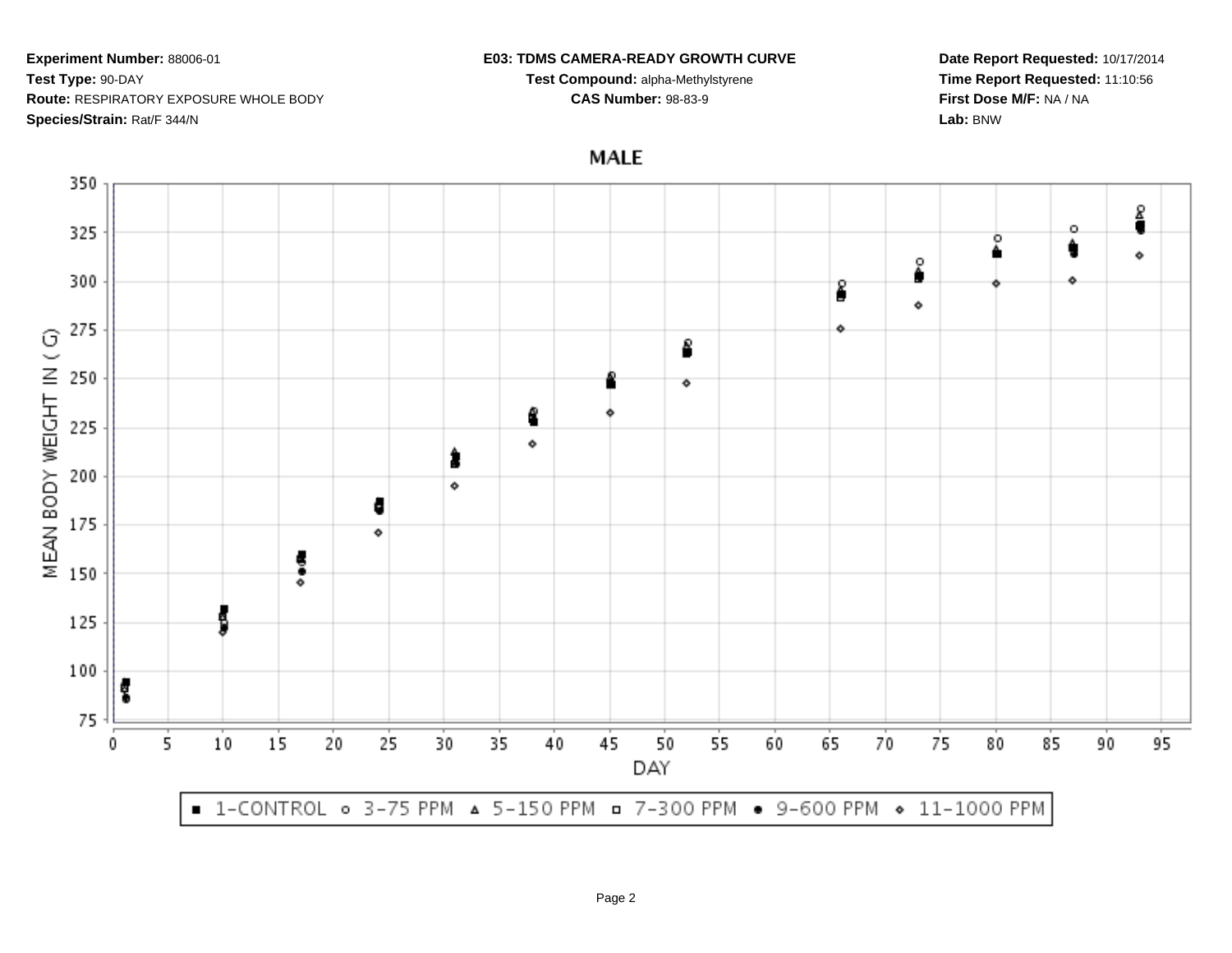**Experiment Number:** 88006-01
**Test Type:** 90-DAY
**Route:** RESPIRATORY EXPOSURE WHOLE BODY
**Species/Strain:** Rat/F 344/N

**E03: TDMS CAMERA-READY GROWTH CURVE**
**Test Compound:** alpha-Methylstyrene
**CAS Number:** 98-83-9

**Date Report Requested:** 10/17/2014
**Time Report Requested:** 11:10:56
**First Dose M/F:** NA / NA
**Lab:** BNW

## MALE

MEAN BODY WEIGHT IN ( G)

DAY

■ 1-CONTROL ○ 3-75 PPM △ 5-150 PPM □ 7-300 PPM ● 9-600 PPM ◇ 11-1000 PPM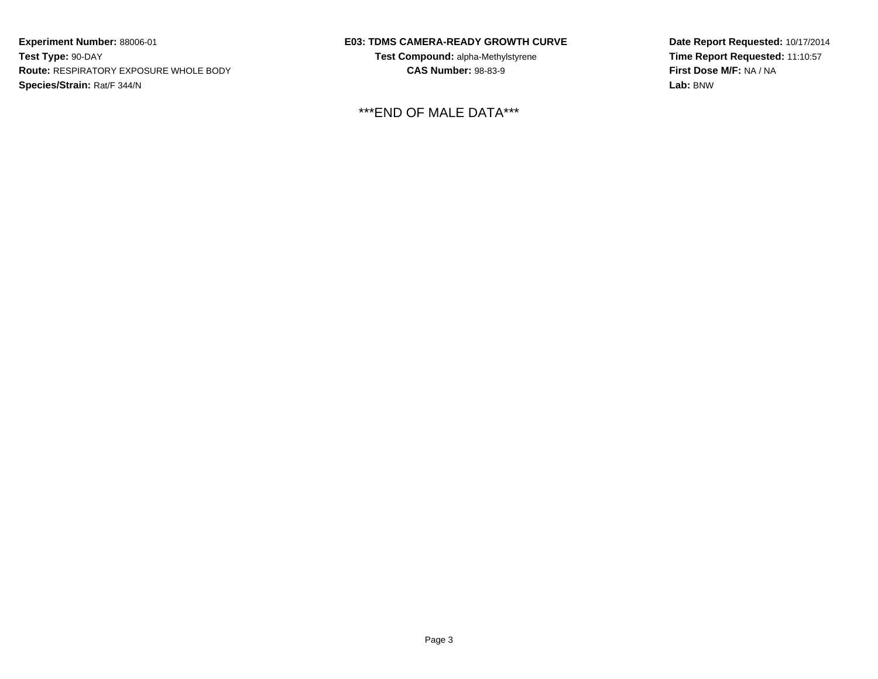**Experiment Number:** 88006-01
**Test Type:** 90-DAY
**Route:** RESPIRATORY EXPOSURE WHOLE BODY
**Species/Strain:** Rat/F 344/N

**E03: TDMS CAMERA-READY GROWTH CURVE**
**Test Compound:** alpha-Methylstyrene
**CAS Number:** 98-83-9

**Date Report Requested:** 10/17/2014
**Time Report Requested:** 11:10:57
**First Dose M/F:** NA / NA
**Lab:** BNW

***END OF MALE DATA***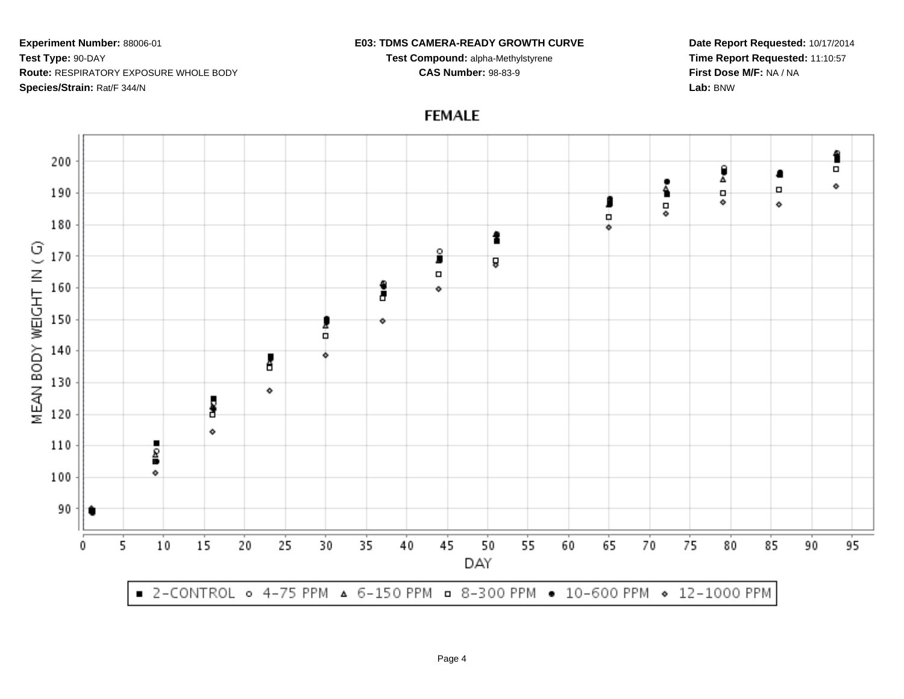**Experiment Number:** 88006-01
**Test Type:** 90-DAY
**Route:** RESPIRATORY EXPOSURE WHOLE BODY
**Species/Strain:** Rat/F 344/N

**E03: TDMS CAMERA-READY GROWTH CURVE**
**Test Compound:** alpha-Methylstyrene
**CAS Number:** 98-83-9

**Date Report Requested:** 10/17/2014
**Time Report Requested:** 11:10:57
**First Dose M/F:** NA / NA
**Lab:** BNW

## FEMALE

MEAN BODY WEIGHT IN ( G )

DAY

■ 2-CONTROL ○ 4-75 PPM △ 6-150 PPM □ 8-300 PPM ● 10-600 PPM ◇ 12-1000 PPM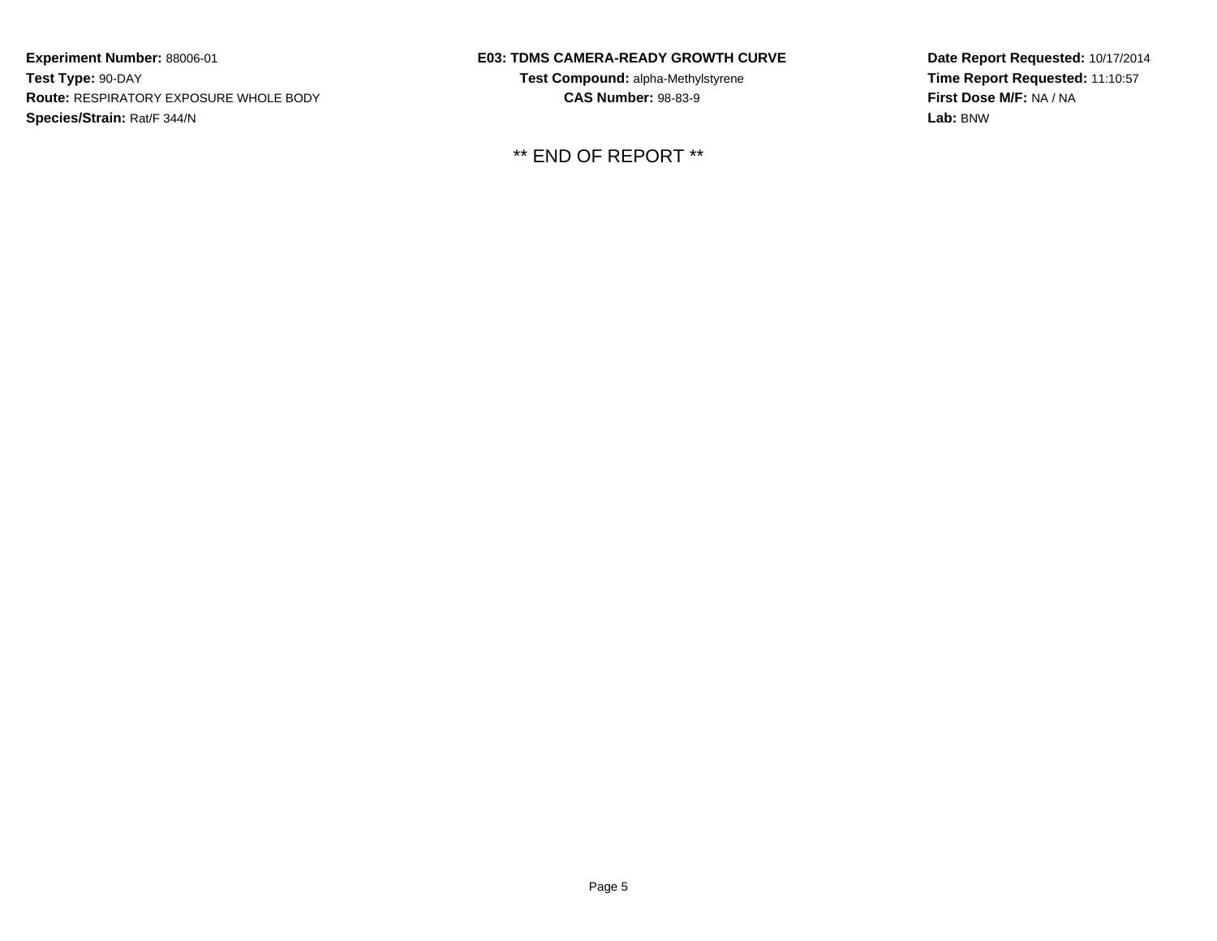**Experiment Number:** 88006-01
**Test Type:** 90-DAY
**Route:** RESPIRATORY EXPOSURE WHOLE BODY
**Species/Strain:** Rat/F 344/N

**E03: TDMS CAMERA-READY GROWTH CURVE**
**Test Compound:** alpha-Methylstyrene
**CAS Number:** 98-83-9

**Date Report Requested:** 10/17/2014
**Time Report Requested:** 11:10:57
**First Dose M/F:** NA / NA
**Lab:** BNW

** END OF REPORT **